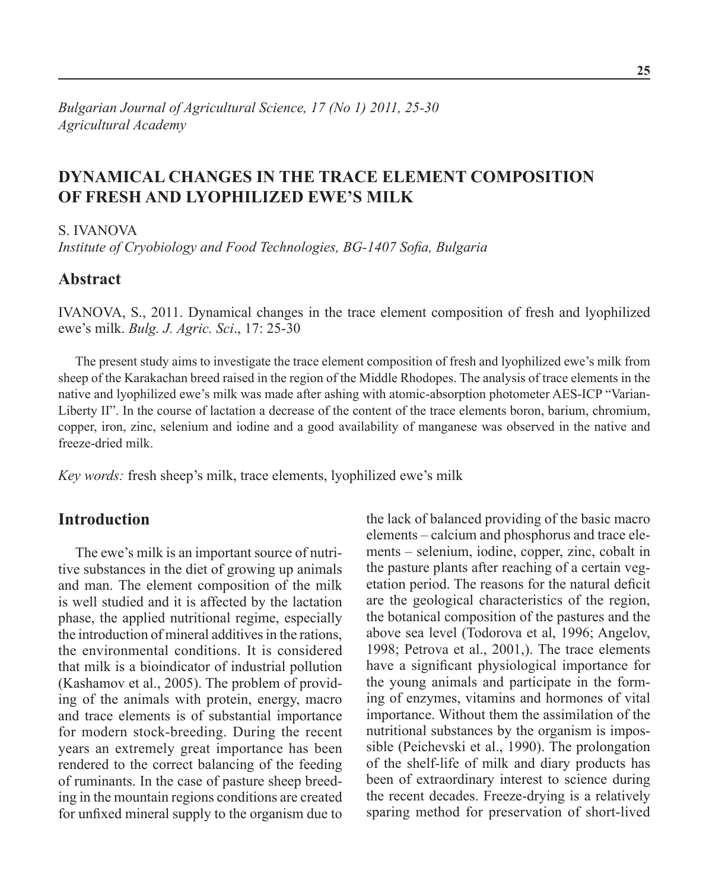*Bulgarian Journal of Agricultural Science, 17 (No 1) 2011, 25-30*
*Agricultural Academy*

# DYNAMICAL CHANGES IN THE TRACE ELEMENT COMPOSITION OF FRESH AND LYOPHILIZED EWE'S MILK

S. IVANOVA
*Institute of Cryobiology and Food Technologies, BG-1407 Sofia, Bulgaria*

## Abstract

IVANOVA, S., 2011. Dynamical changes in the trace element composition of fresh and lyophilized ewe's milk. *Bulg. J. Agric. Sci*., 17: 25-30

The present study aims to investigate the trace element composition of fresh and lyophilized ewe's milk from sheep of the Karakachan breed raised in the region of the Middle Rhodopes. The analysis of trace elements in the native and lyophilized ewe's milk was made after ashing with atomic-absorption photometer AES-ICP "Varian-Liberty II". In the course of lactation a decrease of the content of the trace elements boron, barium, chromium, copper, iron, zinc, selenium and iodine and a good availability of manganese was observed in the native and freeze-dried milk.

*Key words:* fresh sheep's milk, trace elements, lyophilized ewe's milk

## Introduction

The ewe's milk is an important source of nutritive substances in the diet of growing up animals and man. The element composition of the milk is well studied and it is affected by the lactation phase, the applied nutritional regime, especially the introduction of mineral additives in the rations, the environmental conditions. It is considered that milk is a bioindicator of industrial pollution (Kashamov et al., 2005). The problem of providing of the animals with protein, energy, macro and trace elements is of substantial importance for modern stock-breeding. During the recent years an extremely great importance has been rendered to the correct balancing of the feeding of ruminants. In the case of pasture sheep breeding in the mountain regions conditions are created for unfixed mineral supply to the organism due to the lack of balanced providing of the basic macro elements – calcium and phosphorus and trace elements – selenium, iodine, copper, zinc, cobalt in the pasture plants after reaching of a certain vegetation period. The reasons for the natural deficit are the geological characteristics of the region, the botanical composition of the pastures and the above sea level (Todorova et al, 1996; Angelov, 1998; Petrova et al., 2001,). The trace elements have a significant physiological importance for the young animals and participate in the forming of enzymes, vitamins and hormones of vital importance. Without them the assimilation of the nutritional substances by the organism is impossible (Peichevski et al., 1990). The prolongation of the shelf-life of milk and diary products has been of extraordinary interest to science during the recent decades. Freeze-drying is a relatively sparing method for preservation of short-lived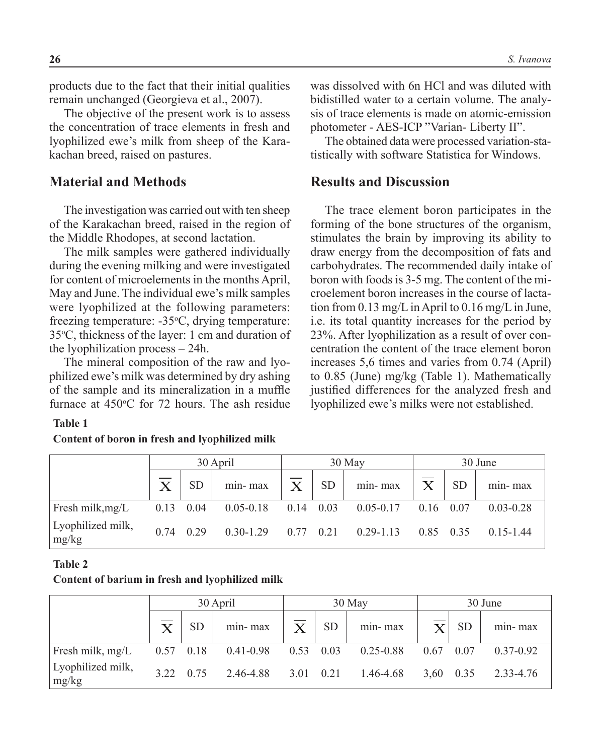products due to the fact that their initial qualities remain unchanged (Georgieva et al., 2007).

The objective of the present work is to assess the concentration of trace elements in fresh and lyophilized ewe's milk from sheep of the Karakachan breed, raised on pastures.

## Material and Methods

The investigation was carried out with ten sheep of the Karakachan breed, raised in the region of the Middle Rhodopes, at second lactation.

The milk samples were gathered individually during the evening milking and were investigated for content of microelements in the months April, May and June. The individual ewe's milk samples were lyophilized at the following parameters: freezing temperature: -35°C, drying temperature: 35°C, thickness of the layer: 1 cm and duration of the lyophilization process – 24h.

The mineral composition of the raw and lyophilized ewe's milk was determined by dry ashing of the sample and its mineralization in a muffle furnace at 450°C for 72 hours. The ash residue was dissolved with 6n HCl and was diluted with bidistilled water to a certain volume. The analysis of trace elements is made on atomic-emission photometer - AES-ICP "Varian- Liberty II".

The obtained data were processed variation-statistically with software Statistica for Windows.

## Results and Discussion

The trace element boron participates in the forming of the bone structures of the organism, stimulates the brain by improving its ability to draw energy from the decomposition of fats and carbohydrates. The recommended daily intake of boron with foods is 3-5 mg. The content of the microelement boron increases in the course of lactation from 0.13 mg/L in April to 0.16 mg/L in June, i.e. its total quantity increases for the period by 23%. After lyophilization as a result of over concentration the content of the trace element boron increases 5,6 times and varies from 0.74 (April) to 0.85 (June) mg/kg (Table 1). Mathematically justified differences for the analyzed fresh and lyophilized ewe's milks were not established.

**Table 1**

**Content of boron in fresh and lyophilized milk**

| | 30 April | | | 30 May | | | 30 June | | |
|---|---|---|---|---|---|---|---|---|---|
| | $\overline{X}$ | SD | min- max | $\overline{X}$ | SD | min- max | $\overline{X}$ | SD | min- max |
| Fresh milk,mg/L | 0.13 | 0.04 | 0.05-0.18 | 0.14 | 0.03 | 0.05-0.17 | 0.16 | 0.07 | 0.03-0.28 |
| Lyophilized milk, mg/kg | 0.74 | 0.29 | 0.30-1.29 | 0.77 | 0.21 | 0.29-1.13 | 0.85 | 0.35 | 0.15-1.44 |

**Table 2**

**Content of barium in fresh and lyophilized milk**

| | 30 April | | | 30 May | | | 30 June | | |
|---|---|---|---|---|---|---|---|---|---|
| | $\overline{X}$ | SD | min- max | $\overline{X}$ | SD | min- max | $\overline{X}$ | SD | min- max |
| Fresh milk, mg/L | 0.57 | 0.18 | 0.41-0.98 | 0.53 | 0.03 | 0.25-0.88 | 0.67 | 0.07 | 0.37-0.92 |
| Lyophilized milk, mg/kg | 3.22 | 0.75 | 2.46-4.88 | 3.01 | 0.21 | 1.46-4.68 | 3,60 | 0.35 | 2.33-4.76 |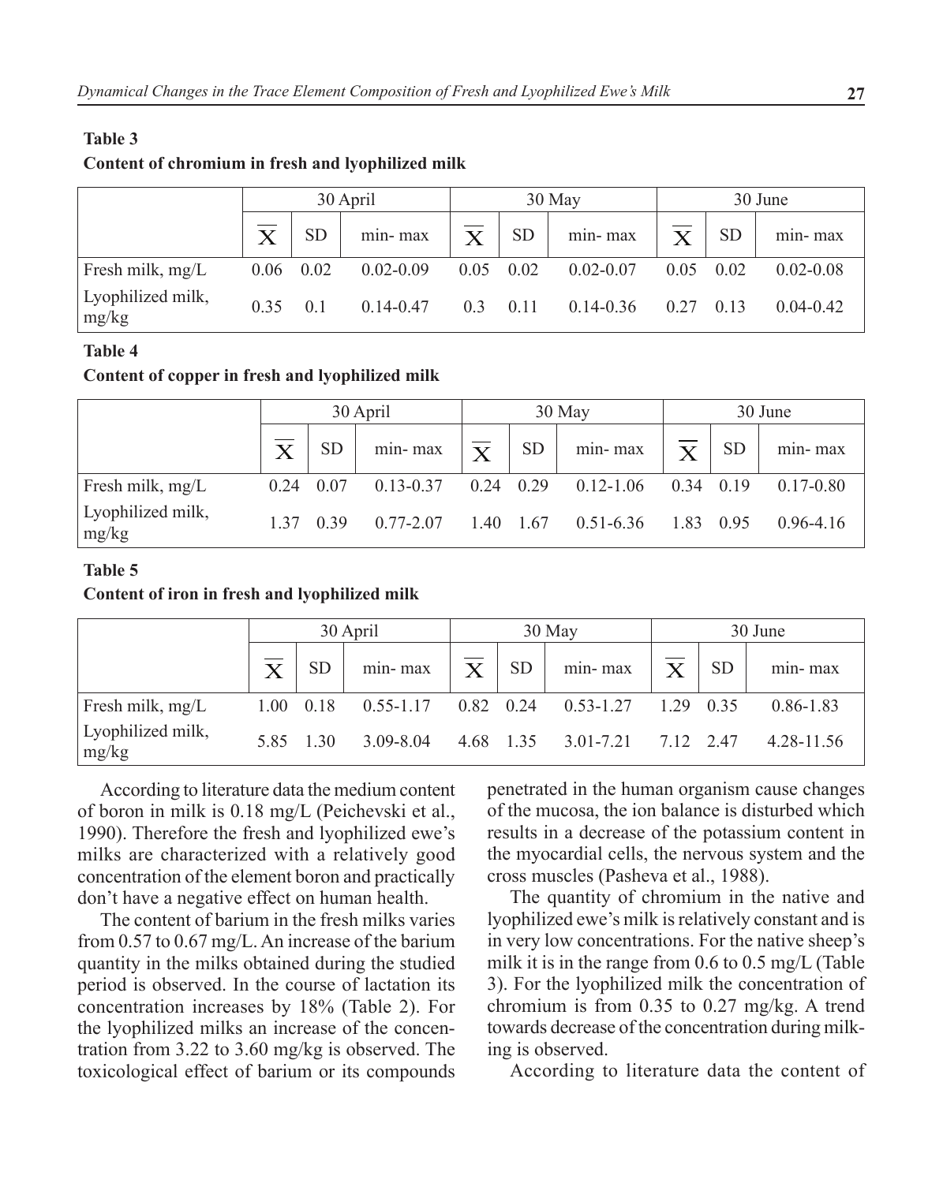**Table 3**

**Content of chromium in fresh and lyophilized milk**

| | 30 April | | | 30 May | | | 30 June | | |
|---|---|---|---|---|---|---|---|---|---|
| | $\overline{X}$ | SD | min- max | $\overline{X}$ | SD | min- max | $\overline{X}$ | SD | min- max |
| Fresh milk, mg/L | 0.06 | 0.02 | 0.02-0.09 | 0.05 | 0.02 | 0.02-0.07 | 0.05 | 0.02 | 0.02-0.08 |
| Lyophilized milk, mg/kg | 0.35 | 0.1 | 0.14-0.47 | 0.3 | 0.11 | 0.14-0.36 | 0.27 | 0.13 | 0.04-0.42 |

**Table 4**

**Content of copper in fresh and lyophilized milk**

| | 30 April | | | 30 May | | | 30 June | | |
|---|---|---|---|---|---|---|---|---|---|
| | $\overline{X}$ | SD | min- max | $\overline{X}$ | SD | min- max | $\overline{X}$ | SD | min- max |
| Fresh milk, mg/L | 0.24 | 0.07 | 0.13-0.37 | 0.24 | 0.29 | 0.12-1.06 | 0.34 | 0.19 | 0.17-0.80 |
| Lyophilized milk, mg/kg | 1.37 | 0.39 | 0.77-2.07 | 1.40 | 1.67 | 0.51-6.36 | 1.83 | 0.95 | 0.96-4.16 |

**Table 5**

**Content of iron in fresh and lyophilized milk**

| | 30 April | | | 30 May | | | 30 June | | |
|---|---|---|---|---|---|---|---|---|---|
| | $\overline{X}$ | SD | min- max | $\overline{X}$ | SD | min- max | $\overline{X}$ | SD | min- max |
| Fresh milk, mg/L | 1.00 | 0.18 | 0.55-1.17 | 0.82 | 0.24 | 0.53-1.27 | 1.29 | 0.35 | 0.86-1.83 |
| Lyophilized milk, mg/kg | 5.85 | 1.30 | 3.09-8.04 | 4.68 | 1.35 | 3.01-7.21 | 7.12 | 2.47 | 4.28-11.56 |

According to literature data the medium content of boron in milk is 0.18 mg/L (Peichevski et al., 1990). Therefore the fresh and lyophilized ewe's milks are characterized with a relatively good concentration of the element boron and practically don't have a negative effect on human health.

The content of barium in the fresh milks varies from 0.57 to 0.67 mg/L. An increase of the barium quantity in the milks obtained during the studied period is observed. In the course of lactation its concentration increases by 18% (Table 2). For the lyophilized milks an increase of the concentration from 3.22 to 3.60 mg/kg is observed. The toxicological effect of barium or its compounds penetrated in the human organism cause changes of the mucosa, the ion balance is disturbed which results in a decrease of the potassium content in the myocardial cells, the nervous system and the cross muscles (Pasheva et al., 1988).

The quantity of chromium in the native and lyophilized ewe's milk is relatively constant and is in very low concentrations. For the native sheep's milk it is in the range from 0.6 to 0.5 mg/L (Table 3). For the lyophilized milk the concentration of chromium is from 0.35 to 0.27 mg/kg. A trend towards decrease of the concentration during milking is observed.

According to literature data the content of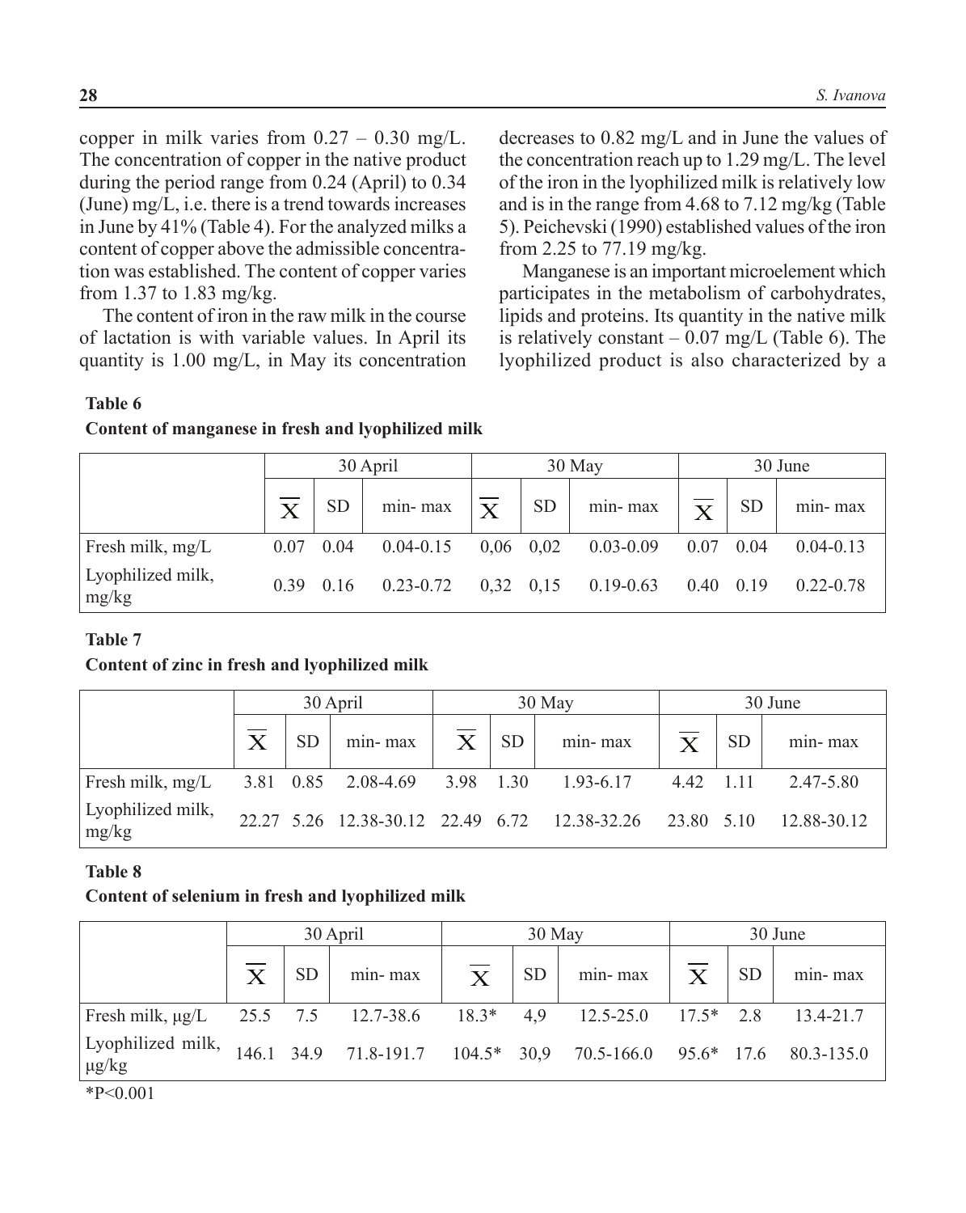copper in milk varies from 0.27 – 0.30 mg/L. The concentration of copper in the native product during the period range from 0.24 (April) to 0.34 (June) mg/L, i.e. there is a trend towards increases in June by 41% (Table 4). For the analyzed milks a content of copper above the admissible concentration was established. The content of copper varies from 1.37 to 1.83 mg/kg.

The content of iron in the raw milk in the course of lactation is with variable values. In April its quantity is 1.00 mg/L, in May its concentration decreases to 0.82 mg/L and in June the values of the concentration reach up to 1.29 mg/L. The level of the iron in the lyophilized milk is relatively low and is in the range from 4.68 to 7.12 mg/kg (Table 5). Peichevski (1990) established values of the iron from 2.25 to 77.19 mg/kg.

Manganese is an important microelement which participates in the metabolism of carbohydrates, lipids and proteins. Its quantity in the native milk is relatively constant – 0.07 mg/L (Table 6). The lyophilized product is also characterized by a

**Table 6**

**Content of manganese in fresh and lyophilized milk**

| | 30 April | | | 30 May | | | 30 June | | |
|---|---|---|---|---|---|---|---|---|---|
| | $\overline{X}$ | SD | min- max | $\overline{X}$ | SD | min- max | $\overline{X}$ | SD | min- max |
| Fresh milk, mg/L | 0.07 | 0.04 | 0.04-0.15 | 0,06 | 0,02 | 0.03-0.09 | 0.07 | 0.04 | 0.04-0.13 |
| Lyophilized milk, mg/kg | 0.39 | 0.16 | 0.23-0.72 | 0,32 | 0,15 | 0.19-0.63 | 0.40 | 0.19 | 0.22-0.78 |

**Table 7**

**Content of zinc in fresh and lyophilized milk**

| | 30 April | | | 30 May | | | 30 June | | |
|---|---|---|---|---|---|---|---|---|---|
| | $\overline{X}$ | SD | min- max | $\overline{X}$ | SD | min- max | $\overline{X}$ | SD | min- max |
| Fresh milk, mg/L | 3.81 | 0.85 | 2.08-4.69 | 3.98 | 1.30 | 1.93-6.17 | 4.42 | 1.11 | 2.47-5.80 |
| Lyophilized milk, mg/kg | 22.27 | 5.26 | 12.38-30.12 | 22.49 | 6.72 | 12.38-32.26 | 23.80 | 5.10 | 12.88-30.12 |

**Table 8**

**Content of selenium in fresh and lyophilized milk**

| | 30 April | | | 30 May | | | 30 June | | |
|---|---|---|---|---|---|---|---|---|---|
| | $\overline{X}$ | SD | min- max | $\overline{X}$ | SD | min- max | $\overline{X}$ | SD | min- max |
| Fresh milk, µg/L | 25.5 | 7.5 | 12.7-38.6 | 18.3* | 4,9 | 12.5-25.0 | 17.5* | 2.8 | 13.4-21.7 |
| Lyophilized milk, µg/kg | 146.1 | 34.9 | 71.8-191.7 | 104.5* | 30,9 | 70.5-166.0 | 95.6* | 17.6 | 80.3-135.0 |

*P<0.001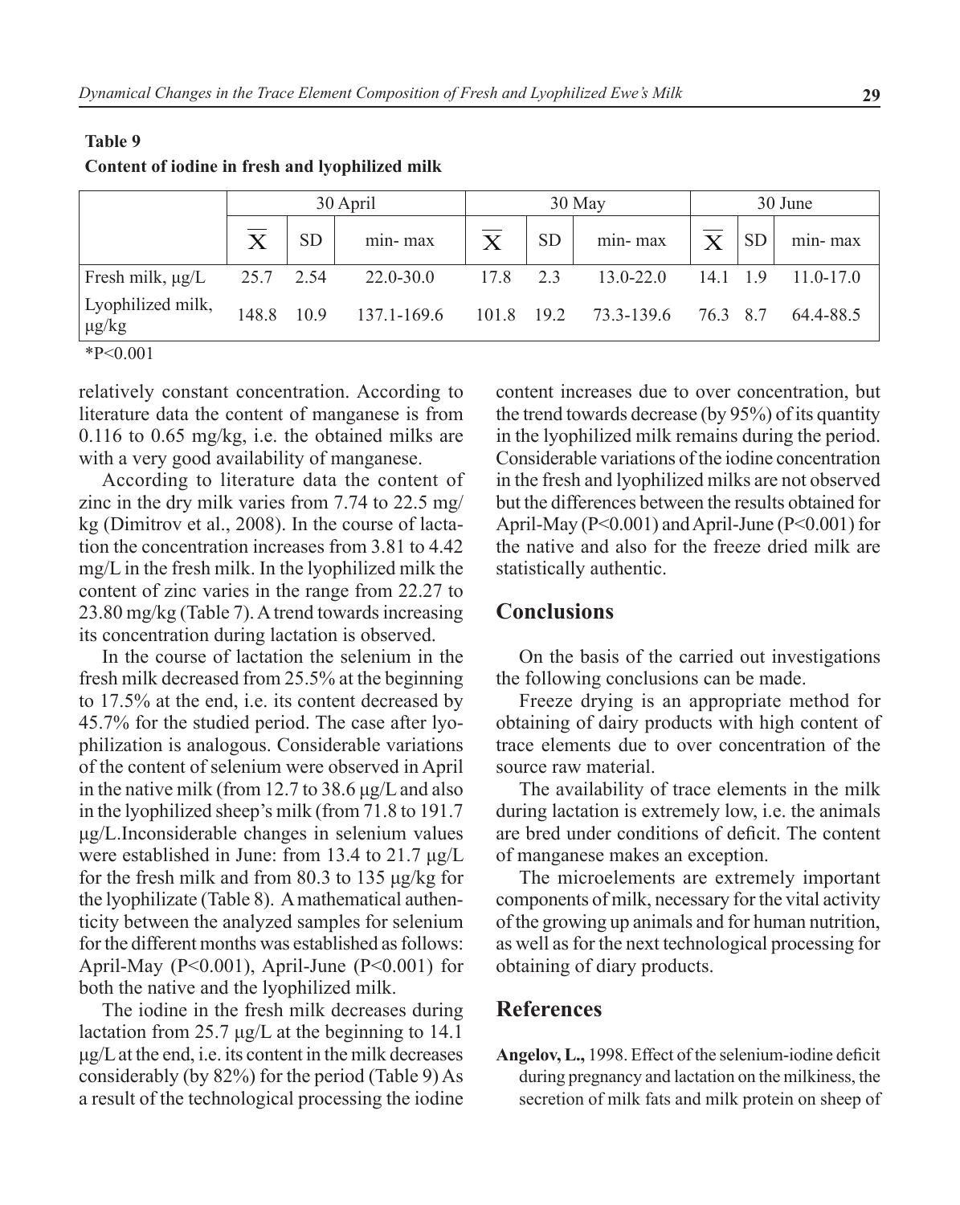**Table 9**

**Content of iodine in fresh and lyophilized milk**

| | 30 April | | | 30 May | | | 30 June | | |
|---|---|---|---|---|---|---|---|---|---|
| | $\overline{X}$ | SD | min- max | $\overline{X}$ | SD | min- max | $\overline{X}$ | SD | min- max |
| Fresh milk, µg/L | 25.7 | 2.54 | 22.0-30.0 | 17.8 | 2.3 | 13.0-22.0 | 14.1 | 1.9 | 11.0-17.0 |
| Lyophilized milk, µg/kg | 148.8 | 10.9 | 137.1-169.6 | 101.8 | 19.2 | 73.3-139.6 | 76.3 | 8.7 | 64.4-88.5 |

*P<0.001

relatively constant concentration. According to literature data the content of manganese is from 0.116 to 0.65 mg/kg, i.e. the obtained milks are with a very good availability of manganese.

According to literature data the content of zinc in the dry milk varies from 7.74 to 22.5 mg/kg (Dimitrov et al., 2008). In the course of lactation the concentration increases from 3.81 to 4.42 mg/L in the fresh milk. In the lyophilized milk the content of zinc varies in the range from 22.27 to 23.80 mg/kg (Table 7). A trend towards increasing its concentration during lactation is observed.

In the course of lactation the selenium in the fresh milk decreased from 25.5% at the beginning to 17.5% at the end, i.e. its content decreased by 45.7% for the studied period. The case after lyophilization is analogous. Considerable variations of the content of selenium were observed in April in the native milk (from 12.7 to 38.6 µg/L and also in the lyophilized sheep's milk (from 71.8 to 191.7 µg/L.Inconsiderable changes in selenium values were established in June: from 13.4 to 21.7 µg/L for the fresh milk and from 80.3 to 135 µg/kg for the lyophilizate (Table 8). A mathematical authenticity between the analyzed samples for selenium for the different months was established as follows: April-May ($P<0.001$), April-June ($P<0.001$) for both the native and the lyophilized milk.

The iodine in the fresh milk decreases during lactation from 25.7 µg/L at the beginning to 14.1 µg/L at the end, i.e. its content in the milk decreases considerably (by 82%) for the period (Table 9) As a result of the technological processing the iodine content increases due to over concentration, but the trend towards decrease (by 95%) of its quantity in the lyophilized milk remains during the period. Considerable variations of the iodine concentration in the fresh and lyophilized milks are not observed but the differences between the results obtained for April-May ($P<0.001$) and April-June ($P<0.001$) for the native and also for the freeze dried milk are statistically authentic.

## Conclusions

On the basis of the carried out investigations the following conclusions can be made.

Freeze drying is an appropriate method for obtaining of dairy products with high content of trace elements due to over concentration of the source raw material.

The availability of trace elements in the milk during lactation is extremely low, i.e. the animals are bred under conditions of deficit. The content of manganese makes an exception.

The microelements are extremely important components of milk, necessary for the vital activity of the growing up animals and for human nutrition, as well as for the next technological processing for obtaining of diary products.

## References

**Angelov, L.,** 1998. Effect of the selenium-iodine deficit during pregnancy and lactation on the milkiness, the secretion of milk fats and milk protein on sheep of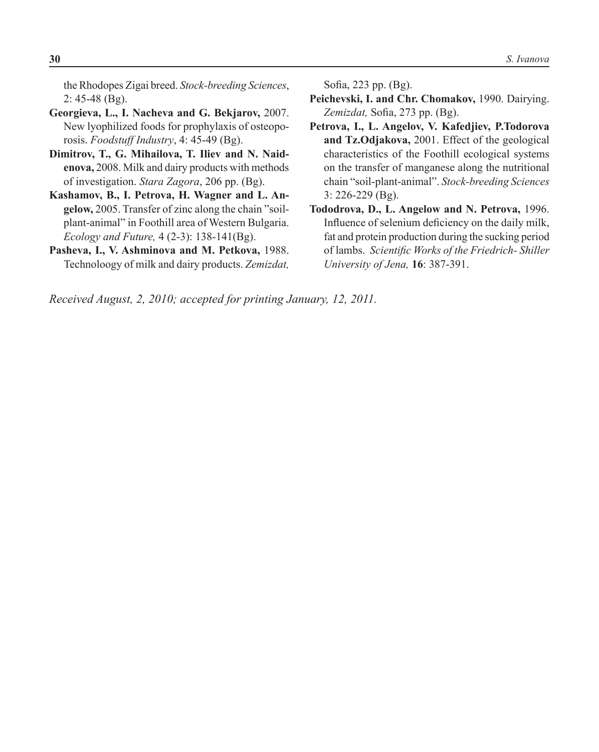the Rhodopes Zigai breed. *Stock-breeding Sciences*, 2: 45-48 (Bg).

**Georgieva, L., I. Nacheva and G. Bekjarov,** 2007. New lyophilized foods for prophylaxis of osteoporosis. *Foodstuff Industry*, 4: 45-49 (Bg).

**Dimitrov, T., G. Mihailova, T. Iliev and N. Naidenova,** 2008. Milk and dairy products with methods of investigation. *Stara Zagora*, 206 pp. (Bg).

**Kashamov, B., I. Petrova, H. Wagner and L. Angelow,** 2005. Transfer of zinc along the chain "soil-plant-animal" in Foothill area of Western Bulgaria. *Ecology and Future,* 4 (2-3): 138-141(Bg).

**Pasheva, I., V. Ashminova and M. Petkova,** 1988. Technoloogy of milk and dairy products. *Zemizdat,* Sofia, 223 pp. (Bg).

**Peichevski, I. and Chr. Chomakov,** 1990. Dairying. *Zemizdat,* Sofia, 273 pp. (Bg).

**Petrova, I., L. Angelov, V. Kafedjiev, P.Todorova and Tz.Odjakova,** 2001. Effect of the geological characteristics of the Foothill ecological systems on the transfer of manganese along the nutritional chain "soil-plant-animal". *Stock-breeding Sciences* 3: 226-229 (Bg).

**Tododrova, D., L. Angelow and N. Petrova,** 1996. Influence of selenium deficiency on the daily milk, fat and protein production during the sucking period of lambs. *Scientific Works of the Friedrich- Shiller University of Jena,* **16**: 387-391.

*Received August, 2, 2010; accepted for printing January, 12, 2011.*